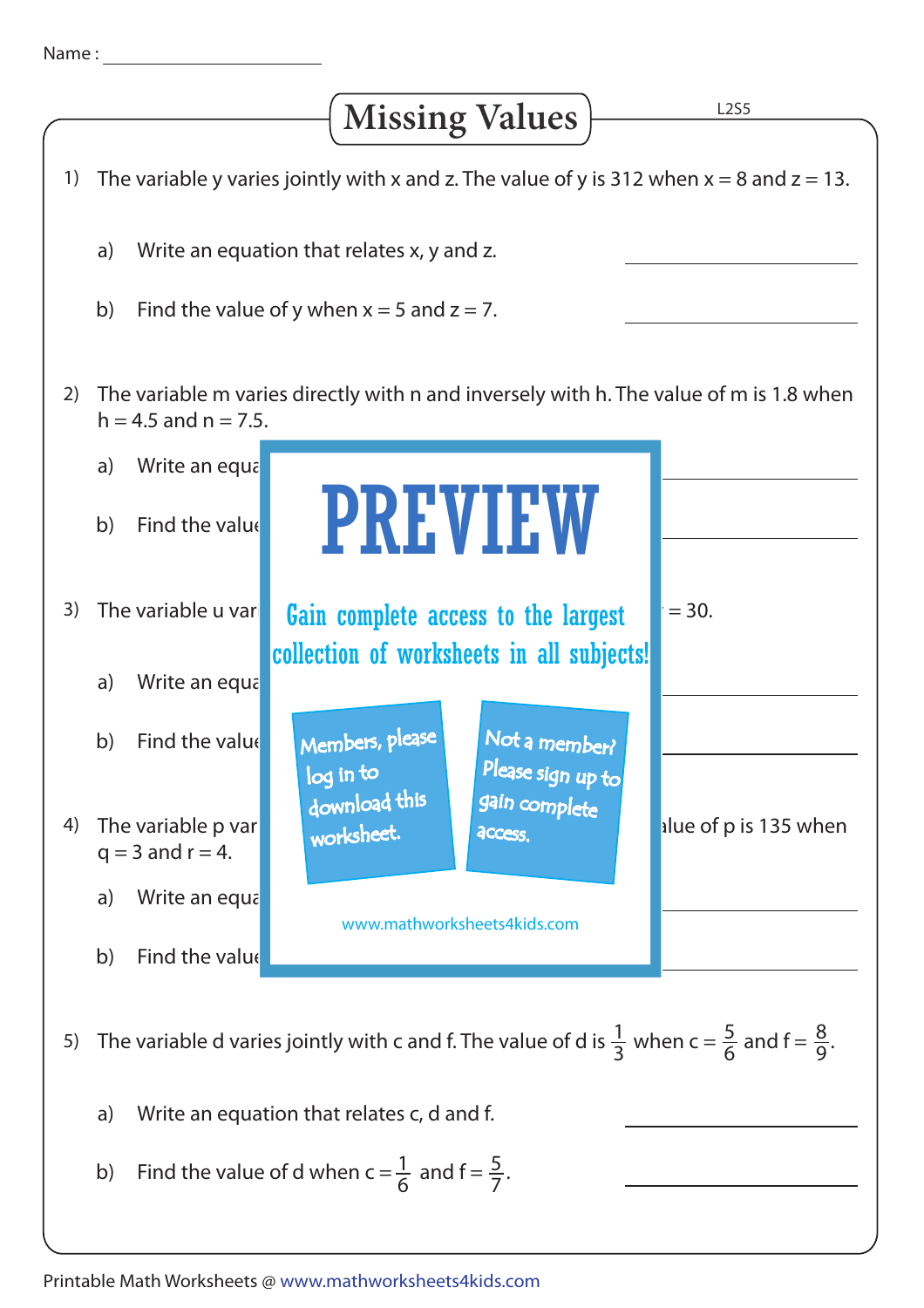Name : ____________________

# Missing Values

L2S5

1) The variable y varies jointly with x and z. The value of y is 312 when x = 8 and z = 13.

   a) Write an equation that relates x, y and z. ____________________

   b) Find the value of y when x = 5 and z = 7. ____________________

2) The variable m varies directly with n and inversely with h. The value of m is 1.8 when h = 4.5 and n = 7.5.

   a) Write an equa ____________________

   b) Find the value ____________________

3) The variable u var = 30.

   a) Write an equa ____________________

   b) Find the value ____________________

4) The variable p var lue of p is 135 when q = 3 and r = 4.

   a) Write an equa ____________________

   b) Find the value ____________________

PREVIEW

Gain complete access to the largest collection of worksheets in all subjects!

Members, please log in to download this worksheet.

Not a member? Please sign up to gain complete access.

www.mathworksheets4kids.com

5) The variable d varies jointly with c and f. The value of d is $\frac{1}{3}$ when c = $\frac{5}{6}$ and f = $\frac{8}{9}$.

   a) Write an equation that relates c, d and f. ____________________

   b) Find the value of d when c = $\frac{1}{6}$ and f = $\frac{5}{7}$. ____________________

Printable Math Worksheets @ www.mathworksheets4kids.com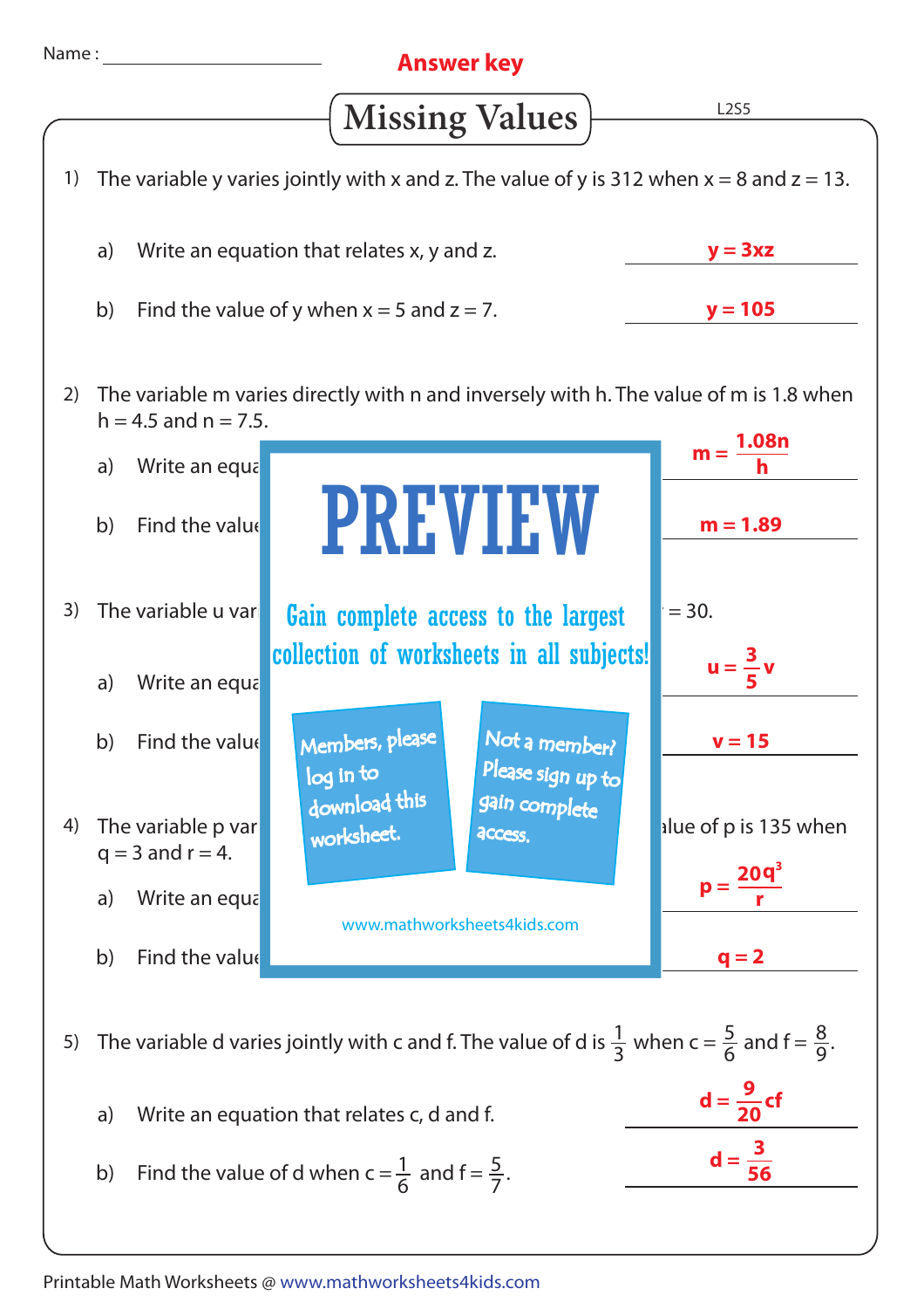Name : ____________________

**Answer key**

# Missing Values

L2S5

1) The variable y varies jointly with x and z. The value of y is 312 when x = 8 and z = 13.

   a) Write an equation that relates x, y and z. **$y = 3xz$**

   b) Find the value of y when x = 5 and z = 7. **$y = 105$**

2) The variable m varies directly with n and inversely with h. The value of m is 1.8 when h = 4.5 and n = 7.5.

   a) Write an equa **$m = \frac{1.08n}{h}$**

   b) Find the value **$m = 1.89$**

3) The variable u var = 30.

   a) Write an equa **$u = \frac{3}{5}v$**

   b) Find the value **$v = 15$**

4) The variable p var alue of p is 135 when q = 3 and r = 4.

   a) Write an equa **$p = \frac{20q^3}{r}$**

   b) Find the value **$q = 2$**

PREVIEW

Gain complete access to the largest collection of worksheets in all subjects!

Members, please log in to download this worksheet.

Not a member? Please sign up to gain complete access.

www.mathworksheets4kids.com

5) The variable d varies jointly with c and f. The value of d is $\frac{1}{3}$ when $c = \frac{5}{6}$ and $f = \frac{8}{9}$.

   a) Write an equation that relates c, d and f. **$d = \frac{9}{20}cf$**

   b) Find the value of d when $c = \frac{1}{6}$ and $f = \frac{5}{7}$. **$d = \frac{3}{56}$**

Printable Math Worksheets @ www.mathworksheets4kids.com